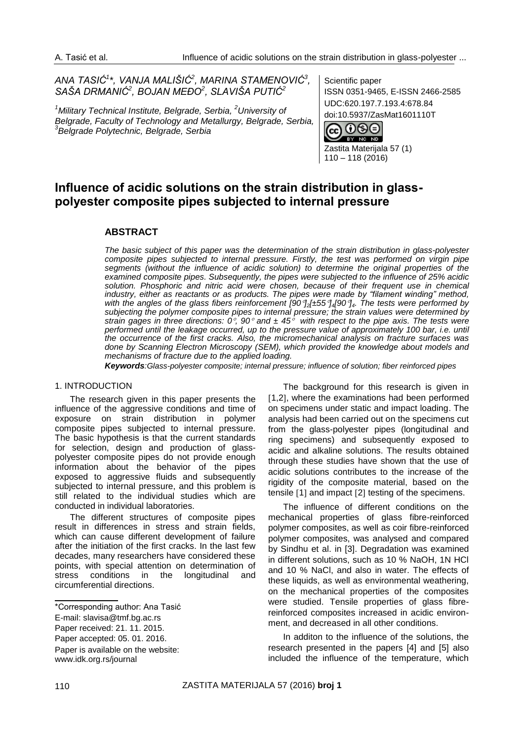ANA TASIĆ[1]*, VANJA MALIŠIĆ[2], MARINA STAMENOVIĆ[3], SAŠA DRMANIĆ[2], BOJAN MEĐO[2], SLAVIŠA PUTIĆ[2]

[1]Military Technical Institute, Belgrade, Serbia, [2]University of Belgrade, Faculty of Technology and Metallurgy, Belgrade, Serbia, [3]Belgrade Polytechnic, Belgrade, Serbia

Scientific paper
ISSN 0351-9465, E-ISSN 2466-2585
UDC:620.197.7.193.4:678.84
doi:10.5937/ZasMat1601110T

Zastita Materijala 57 (1)
110 – 118 (2016)

# Influence of acidic solutions on the strain distribution in glass-polyester composite pipes subjected to internal pressure

## ABSTRACT

*The basic subject of this paper was the determination of the strain distribution in glass-polyester composite pipes subjected to internal pressure. Firstly, the test was performed on virgin pipe segments (without the influence of acidic solution) to determine the original properties of the examined composite pipes. Subsequently, the pipes were subjected to the influence of 25% acidic solution. Phosphoric and nitric acid were chosen, because of their frequent use in chemical industry, either as reactants or as products. The pipes were made by "filament winding" method, with the angles of the glass fibers reinforcement $[90°]_2[\pm55°]_4[90°]_4$. The tests were performed by subjecting the polymer composite pipes to internal pressure; the strain values were determined by strain gages in three directions: 0°, 90° and ± 45° with respect to the pipe axis. The tests were performed until the leakage occurred, up to the pressure value of approximately 100 bar, i.e. until the occurrence of the first cracks. Also, the micromechanical analysis on fracture surfaces was done by Scanning Electron Microscopy (SEM), which provided the knowledge about models and mechanisms of fracture due to the applied loading.*

***Keywords**:Glass-polyester composite; internal pressure; influence of solution; fiber reinforced pipes*

## 1. INTRODUCTION

The research given in this paper presents the influence of the aggressive conditions and time of exposure on strain distribution in polymer composite pipes subjected to internal pressure. The basic hypothesis is that the current standards for selection, design and production of glass-polyester composite pipes do not provide enough information about the behavior of the pipes exposed to aggressive fluids and subsequently subjected to internal pressure, and this problem is still related to the individual studies which are conducted in individual laboratories.

The different structures of composite pipes result in differences in stress and strain fields, which can cause different development of failure after the initiation of the first cracks. In the last few decades, many researchers have considered these points, with special attention on determination of stress conditions in the longitudinal and circumferential directions.

The background for this research is given in [1,2], where the examinations had been performed on specimens under static and impact loading. The analysis had been carried out on the specimens cut from the glass-polyester pipes (longitudinal and ring specimens) and subsequently exposed to acidic and alkaline solutions. The results obtained through these studies have shown that the use of acidic solutions contributes to the increase of the rigidity of the composite material, based on the tensile [1] and impact [2] testing of the specimens.

The influence of different conditions on the mechanical properties of glass fibre-reinforced polymer composites, as well as coir fibre-reinforced polymer composites, was analysed and compared by Sindhu et al. in [3]. Degradation was examined in different solutions, such as 10 % NaOH, 1N HCl and 10 % NaCl, and also in water. The effects of these liquids, as well as environmental weathering, on the mechanical properties of the composites were studied. Tensile properties of glass fibre-reinforced composites increased in acidic environment, and decreased in all other conditions.

In additon to the influence of the solutions, the research presented in the papers [4] and [5] also included the influence of the temperature, which

*Corresponding author: Ana Tasić
E-mail: slavisa@tmf.bg.ac.rs
Paper received: 21. 11. 2015.
Paper accepted: 05. 01. 2016.
Paper is available on the website: www.idk.org.rs/journal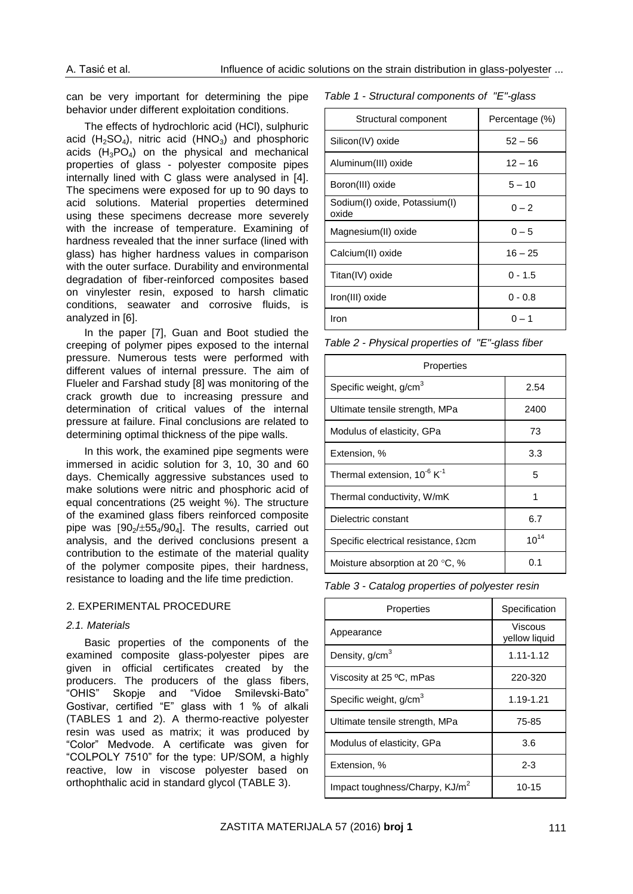can be very important for determining the pipe behavior under different exploitation conditions.

The effects of hydrochloric acid (HCl), sulphuric acid ($H_2SO_4$), nitric acid ($HNO_3$) and phosphoric acids ($H_3PO_4$) on the physical and mechanical properties of glass - polyester composite pipes internally lined with C glass were analysed in [4]. The specimens were exposed for up to 90 days to acid solutions. Material properties determined using these specimens decrease more severely with the increase of temperature. Examining of hardness revealed that the inner surface (lined with glass) has higher hardness values in comparison with the outer surface. Durability and environmental degradation of fiber-reinforced composites based on vinylester resin, exposed to harsh climatic conditions, seawater and corrosive fluids, is analyzed in [6].

In the paper [7], Guan and Boot studied the creeping of polymer pipes exposed to the internal pressure. Numerous tests were performed with different values of internal pressure. The aim of Flueler and Farshad study [8] was monitoring of the crack growth due to increasing pressure and determination of critical values of the internal pressure at failure. Final conclusions are related to determining optimal thickness of the pipe walls.

In this work, the examined pipe segments were immersed in acidic solution for 3, 10, 30 and 60 days. Chemically aggressive substances used to make solutions were nitric and phosphoric acid of equal concentrations (25 weight %). The structure of the examined glass fibers reinforced composite pipe was $[90_2/\pm55_4/90_4]$. The results, carried out analysis, and the derived conclusions present a contribution to the estimate of the material quality of the polymer composite pipes, their hardness, resistance to loading and the life time prediction.

## 2. EXPERIMENTAL PROCEDURE

### *2.1. Materials*

Basic properties of the components of the examined composite glass-polyester pipes are given in official certificates created by the producers. The producers of the glass fibers, "OHIS" Skopje and "Vidoe Smilevski-Bato" Gostivar, certified "E" glass with 1 % of alkali (TABLES 1 and 2). A thermo-reactive polyester resin was used as matrix; it was produced by "Color" Medvode. A certificate was given for "COLPOLY 7510" for the type: UP/SOM, a highly reactive, low in viscose polyester based on orthophthalic acid in standard glycol (TABLE 3).

*Table 1 - Structural components of "E"-glass*

| Structural component | Percentage (%) |
|---|---|
| Silicon(IV) oxide | 52 – 56 |
| Aluminum(III) oxide | 12 – 16 |
| Boron(III) oxide | 5 – 10 |
| Sodium(I) oxide, Potassium(I) oxide | 0 – 2 |
| Magnesium(II) oxide | 0 – 5 |
| Calcium(II) oxide | 16 – 25 |
| Titan(IV) oxide | 0 - 1.5 |
| Iron(III) oxide | 0 - 0.8 |
| Iron | 0 – 1 |

*Table 2 - Physical properties of "E"-glass fiber*

| Properties | |
|---|---|
| Specific weight, g/cm$^3$ | 2.54 |
| Ultimate tensile strength, MPa | 2400 |
| Modulus of elasticity, GPa | 73 |
| Extension, % | 3.3 |
| Thermal extension, $10^{-6}$ K$^{-1}$ | 5 |
| Thermal conductivity, W/mK | 1 |
| Dielectric constant | 6.7 |
| Specific electrical resistance, Ωcm | $10^{14}$ |
| Moisture absorption at 20 °C, % | 0.1 |

*Table 3 - Catalog properties of polyester resin*

| Properties | Specification |
|---|---|
| Appearance | Viscous yellow liquid |
| Density, g/cm$^3$ | 1.11-1.12 |
| Viscosity at 25 ºC, mPas | 220-320 |
| Specific weight, g/cm$^3$ | 1.19-1.21 |
| Ultimate tensile strength, MPa | 75-85 |
| Modulus of elasticity, GPa | 3.6 |
| Extension, % | 2-3 |
| Impact toughness/Charpy, KJ/m$^2$ | 10-15 |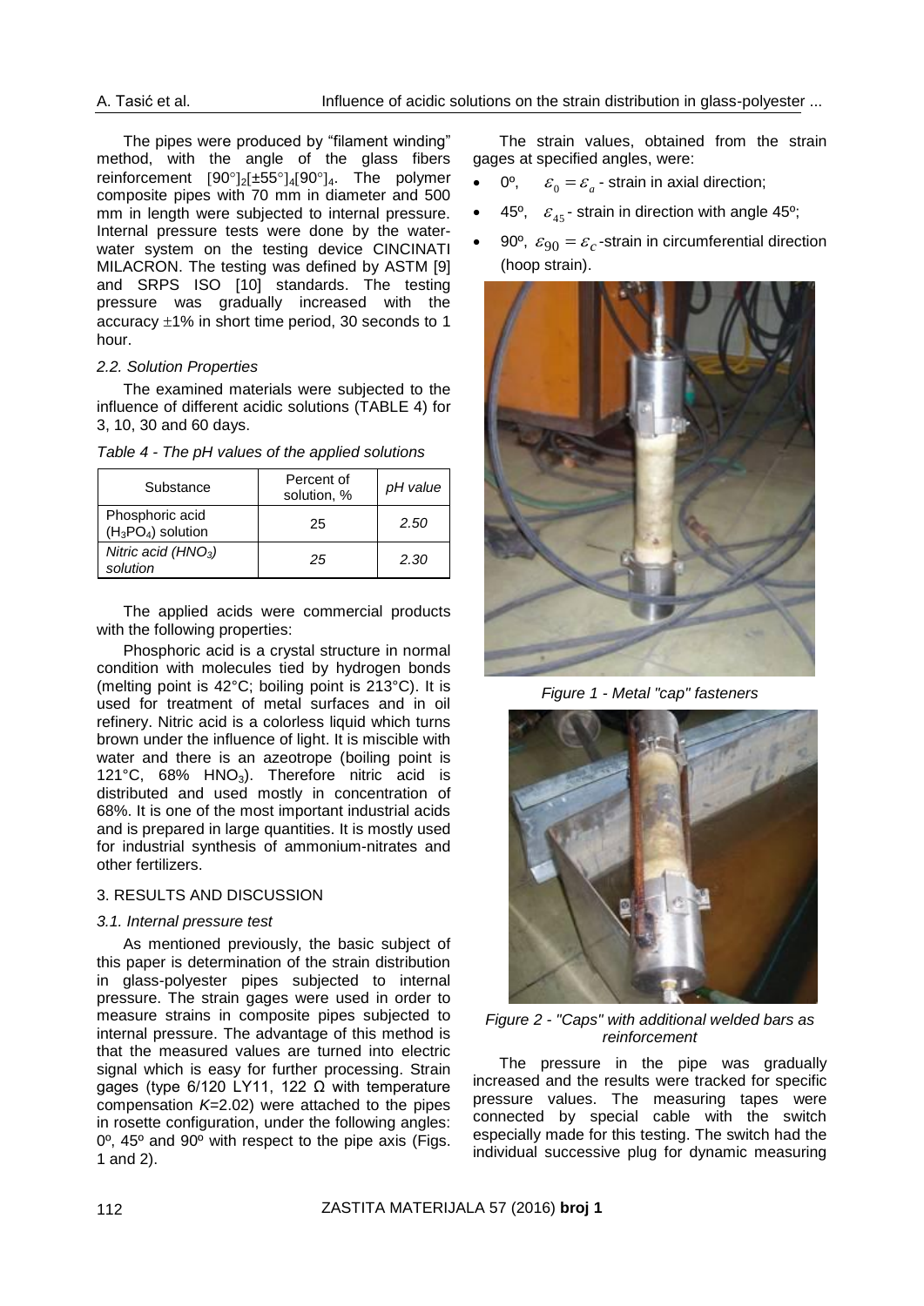The pipes were produced by "filament winding" method, with the angle of the glass fibers reinforcement $[90°]_2[\pm 55°]_4[90°]_4$. The polymer composite pipes with 70 mm in diameter and 500 mm in length were subjected to internal pressure. Internal pressure tests were done by the water-water system on the testing device CINCINATI MILACRON. The testing was defined by ASTM [9] and SRPS ISO [10] standards. The testing pressure was gradually increased with the accuracy ±1% in short time period, 30 seconds to 1 hour.

### *2.2. Solution Properties*

The examined materials were subjected to the influence of different acidic solutions (TABLE 4) for 3, 10, 30 and 60 days.

*Table 4 - The pH values of the applied solutions*

| Substance | Percent of solution, % | *pH value* |
|---|---|---|
| Phosphoric acid ($H_3PO_4$) solution | 25 | *2.50* |
| *Nitric acid ($HNO_3$) solution* | *25* | *2.30* |

The applied acids were commercial products with the following properties:

Phosphoric acid is a crystal structure in normal condition with molecules tied by hydrogen bonds (melting point is 42°C; boiling point is 213°C). It is used for treatment of metal surfaces and in oil refinery. Nitric acid is a colorless liquid which turns brown under the influence of light. It is miscible with water and there is an azeotrope (boiling point is 121°C, 68% $HNO_3$). Therefore nitric acid is distributed and used mostly in concentration of 68%. It is one of the most important industrial acids and is prepared in large quantities. It is mostly used for industrial synthesis of ammonium-nitrates and other fertilizers.

## 3. RESULTS AND DISCUSSION

### *3.1. Internal pressure test*

As mentioned previously, the basic subject of this paper is determination of the strain distribution in glass-polyester pipes subjected to internal pressure. The strain gages were used in order to measure strains in composite pipes subjected to internal pressure. The advantage of this method is that the measured values are turned into electric signal which is easy for further processing. Strain gages (type 6/120 LY11, 122 Ω with temperature compensation $K$=2.02) were attached to the pipes in rosette configuration, under the following angles: 0º, 45º and 90º with respect to the pipe axis (Figs. 1 and 2).

The strain values, obtained from the strain gages at specified angles, were:

- 0º, $\varepsilon_0 = \varepsilon_a$ - strain in axial direction;
- 45º, $\varepsilon_{45}$ - strain in direction with angle 45º;
- 90º, $\varepsilon_{90} = \varepsilon_c$ -strain in circumferential direction (hoop strain).

*Figure 1 - Metal "cap" fasteners*

*Figure 2 - "Caps" with additional welded bars as reinforcement*

The pressure in the pipe was gradually increased and the results were tracked for specific pressure values. The measuring tapes were connected by special cable with the switch especially made for this testing. The switch had the individual successive plug for dynamic measuring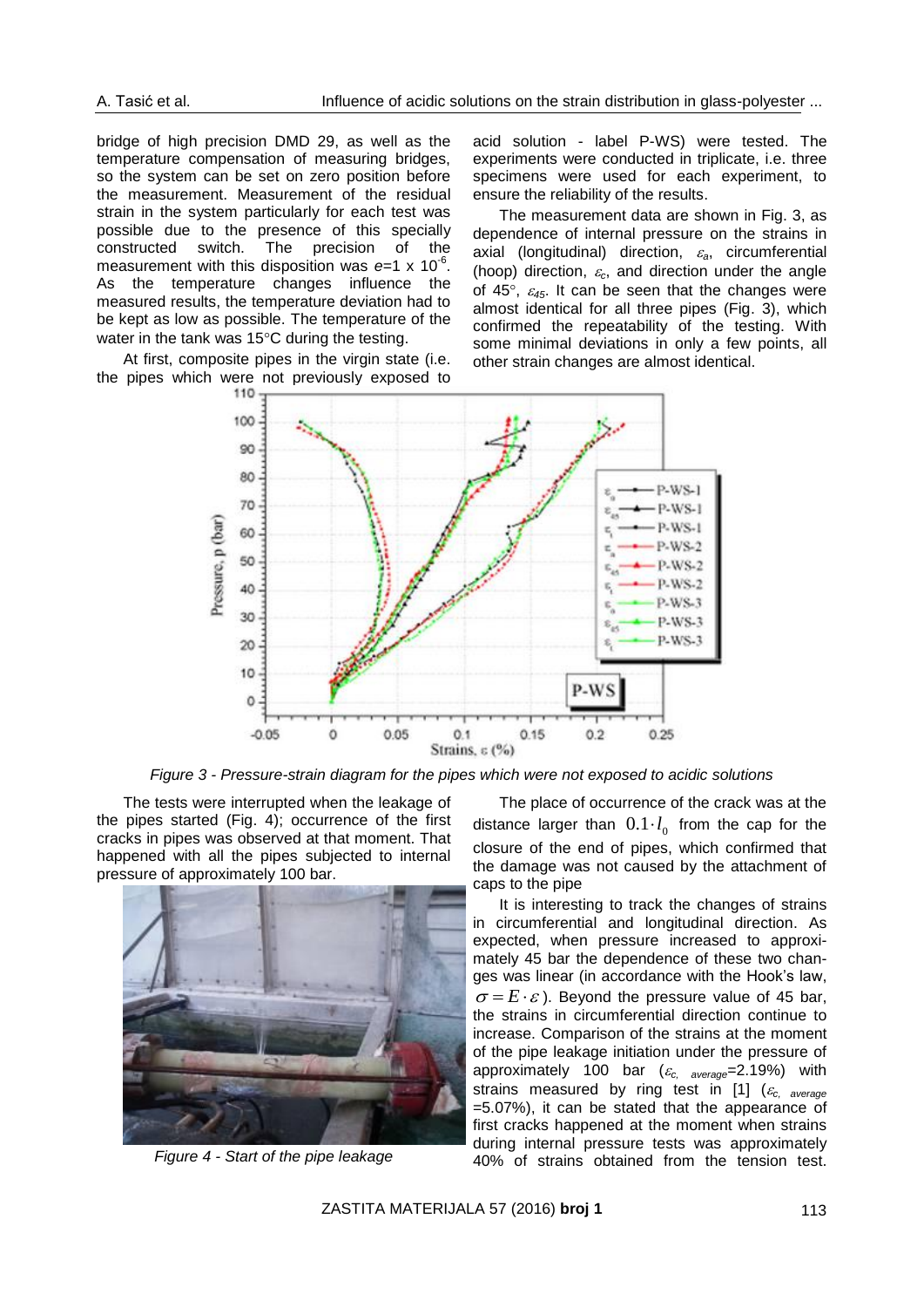bridge of high precision DMD 29, as well as the temperature compensation of measuring bridges, so the system can be set on zero position before the measurement. Measurement of the residual strain in the system particularly for each test was possible due to the presence of this specially constructed switch. The precision of the measurement with this disposition was $e=1 \times 10^{-6}$. As the temperature changes influence the measured results, the temperature deviation had to be kept as low as possible. The temperature of the water in the tank was 15°C during the testing.

At first, composite pipes in the virgin state (i.e. the pipes which were not previously exposed to acid solution - label P-WS) were tested. The experiments were conducted in triplicate, i.e. three specimens were used for each experiment, to ensure the reliability of the results.

The measurement data are shown in Fig. 3, as dependence of internal pressure on the strains in axial (longitudinal) direction, $\varepsilon_a$, circumferential (hoop) direction, $\varepsilon_c$, and direction under the angle of 45°, $\varepsilon_{45}$. It can be seen that the changes were almost identical for all three pipes (Fig. 3), which confirmed the repeatability of the testing. With some minimal deviations in only a few points, all other strain changes are almost identical.

*Figure 3 - Pressure-strain diagram for the pipes which were not exposed to acidic solutions*

The tests were interrupted when the leakage of the pipes started (Fig. 4); occurrence of the first cracks in pipes was observed at that moment. That happened with all the pipes subjected to internal pressure of approximately 100 bar.

*Figure 4 - Start of the pipe leakage*

The place of occurrence of the crack was at the distance larger than $0.1 \cdot l_0$ from the cap for the closure of the end of pipes, which confirmed that the damage was not caused by the attachment of caps to the pipe

It is interesting to track the changes of strains in circumferential and longitudinal direction. As expected, when pressure increased to approximately 45 bar the dependence of these two changes was linear (in accordance with the Hook's law, $\sigma = E \cdot \varepsilon$). Beyond the pressure value of 45 bar, the strains in circumferential direction continue to increase. Comparison of the strains at the moment of the pipe leakage initiation under the pressure of approximately 100 bar ($\varepsilon_{c,\ average}$=2.19%) with strains measured by ring test in [1] ($\varepsilon_{c,\ average}$ =5.07%), it can be stated that the appearance of first cracks happened at the moment when strains during internal pressure tests was approximately 40% of strains obtained from the tension test.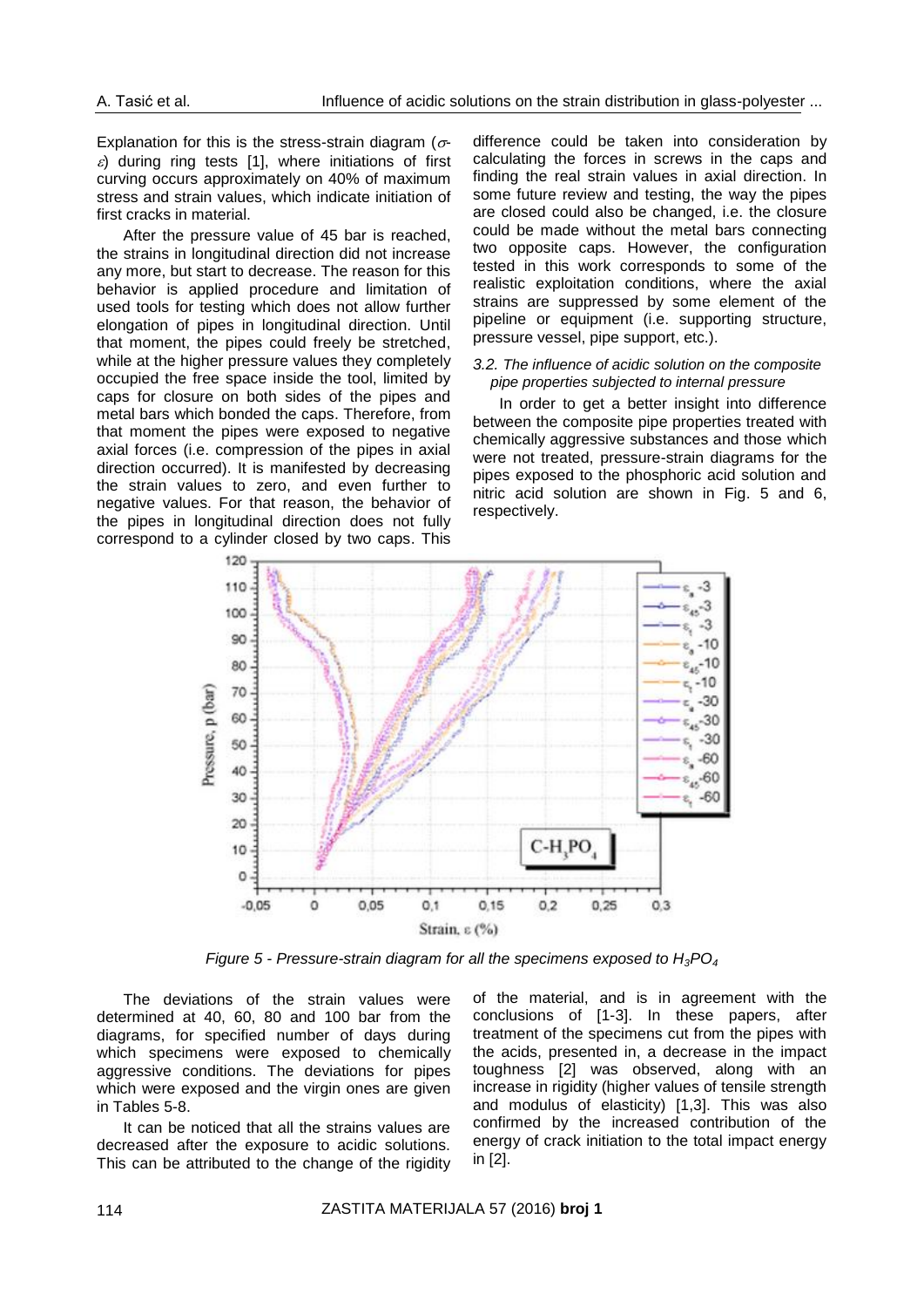Explanation for this is the stress-strain diagram ($\sigma$-$\varepsilon$) during ring tests [1], where initiations of first curving occurs approximately on 40% of maximum stress and strain values, which indicate initiation of first cracks in material.

After the pressure value of 45 bar is reached, the strains in longitudinal direction did not increase any more, but start to decrease. The reason for this behavior is applied procedure and limitation of used tools for testing which does not allow further elongation of pipes in longitudinal direction. Until that moment, the pipes could freely be stretched, while at the higher pressure values they completely occupied the free space inside the tool, limited by caps for closure on both sides of the pipes and metal bars which bonded the caps. Therefore, from that moment the pipes were exposed to negative axial forces (i.e. compression of the pipes in axial direction occurred). It is manifested by decreasing the strain values to zero, and even further to negative values. For that reason, the behavior of the pipes in longitudinal direction does not fully correspond to a cylinder closed by two caps. This difference could be taken into consideration by calculating the forces in screws in the caps and finding the real strain values in axial direction. In some future review and testing, the way the pipes are closed could also be changed, i.e. the closure could be made without the metal bars connecting two opposite caps. However, the configuration tested in this work corresponds to some of the realistic exploitation conditions, where the axial strains are suppressed by some element of the pipeline or equipment (i.e. supporting structure, pressure vessel, pipe support, etc.).

### *3.2. The influence of acidic solution on the composite pipe properties subjected to internal pressure*

In order to get a better insight into difference between the composite pipe properties treated with chemically aggressive substances and those which were not treated, pressure-strain diagrams for the pipes exposed to the phosphoric acid solution and nitric acid solution are shown in Fig. 5 and 6, respectively.

*Figure 5 - Pressure-strain diagram for all the specimens exposed to $H_3PO_4$*

The deviations of the strain values were determined at 40, 60, 80 and 100 bar from the diagrams, for specified number of days during which specimens were exposed to chemically aggressive conditions. The deviations for pipes which were exposed and the virgin ones are given in Tables 5-8.

It can be noticed that all the strains values are decreased after the exposure to acidic solutions. This can be attributed to the change of the rigidity of the material, and is in agreement with the conclusions of [1-3]. In these papers, after treatment of the specimens cut from the pipes with the acids, presented in, a decrease in the impact toughness [2] was observed, along with an increase in rigidity (higher values of tensile strength and modulus of elasticity) [1,3]. This was also confirmed by the increased contribution of the energy of crack initiation to the total impact energy in [2].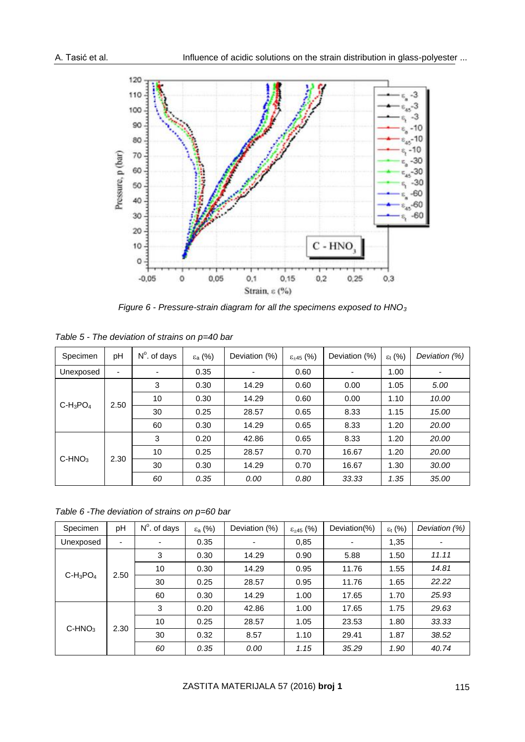Figure 6 - Pressure-strain diagram for all the specimens exposed to $HNO_3$

*Table 5 - The deviation of strains on p=40 bar*

| Specimen | pH | N°. of days | $\varepsilon_a$ (%) | Deviation (%) | $\varepsilon_{\pm45}$ (%) | Deviation (%) | $\varepsilon_t$ (%) | *Deviation (%)* |
|---|---|---|---|---|---|---|---|---|
| Unexposed | - | - | 0.35 | - | 0.60 | - | 1.00 | - |
| $C$-$H_3PO_4$ | 2.50 | 3 | 0.30 | 14.29 | 0.60 | 0.00 | 1.05 | *5.00* |
| | | 10 | 0.30 | 14.29 | 0.60 | 0.00 | 1.10 | *10.00* |
| | | 30 | 0.25 | 28.57 | 0.65 | 8.33 | 1.15 | *15.00* |
| | | 60 | 0.30 | 14.29 | 0.65 | 8.33 | 1.20 | *20.00* |
| $C$-$HNO_3$ | 2.30 | 3 | 0.20 | 42.86 | 0.65 | 8.33 | 1.20 | *20.00* |
| | | 10 | 0.25 | 28.57 | 0.70 | 16.67 | 1.20 | *20.00* |
| | | 30 | 0.30 | 14.29 | 0.70 | 16.67 | 1.30 | *30.00* |
| | | *60* | *0.35* | *0.00* | *0.80* | *33.33* | *1.35* | *35.00* |

*Table 6 -The deviation of strains on p=60 bar*

| Specimen | pH | N°. of days | $\varepsilon_a$ (%) | Deviation (%) | $\varepsilon_{\pm45}$ (%) | Deviation(%) | $\varepsilon_t$ (%) | *Deviation (%)* |
|---|---|---|---|---|---|---|---|---|
| Unexposed | - | - | 0.35 | - | 0,85 | - | 1,35 | - |
| $C$-$H_3PO_4$ | 2.50 | 3 | 0.30 | 14.29 | 0.90 | 5.88 | 1.50 | *11.11* |
| | | 10 | 0.30 | 14.29 | 0.95 | 11.76 | 1.55 | *14.81* |
| | | 30 | 0.25 | 28.57 | 0.95 | 11.76 | 1.65 | *22.22* |
| | | 60 | 0.30 | 14.29 | 1.00 | 17.65 | 1.70 | *25.93* |
| $C$-$HNO_3$ | 2.30 | 3 | 0.20 | 42.86 | 1.00 | 17.65 | 1.75 | *29.63* |
| | | 10 | 0.25 | 28.57 | 1.05 | 23.53 | 1.80 | *33.33* |
| | | 30 | 0.32 | 8.57 | 1.10 | 29.41 | 1.87 | *38.52* |
| | | *60* | *0.35* | *0.00* | *1.15* | *35.29* | *1.90* | *40.74* |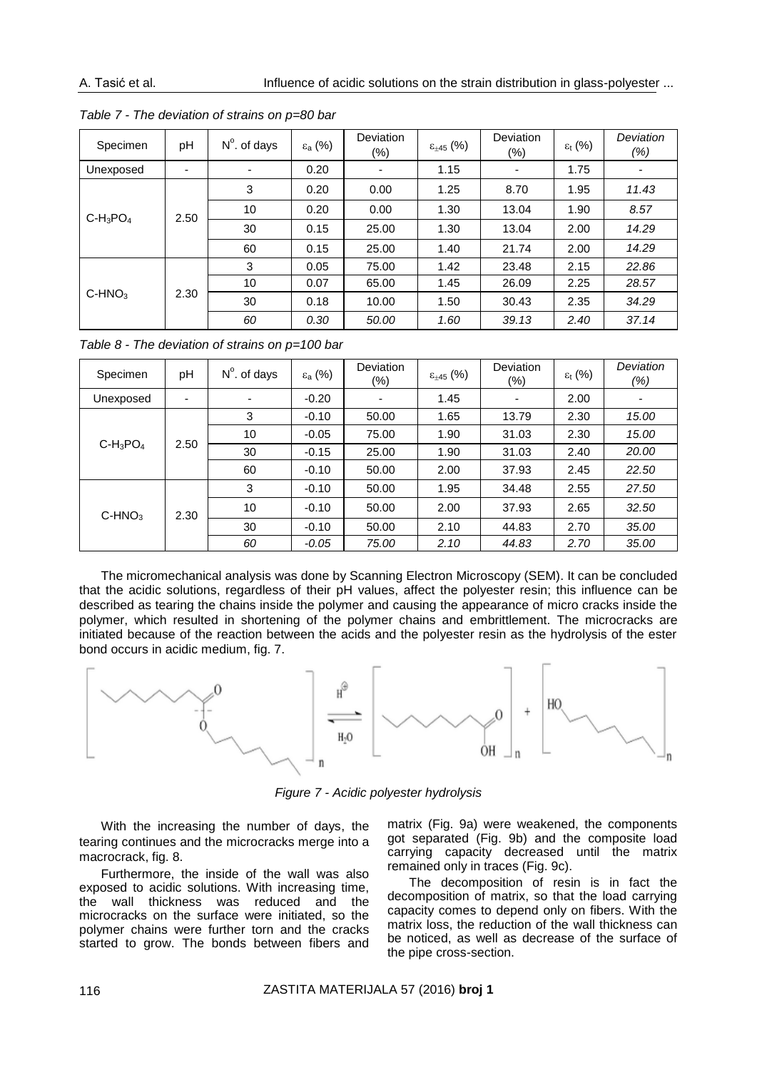*Table 7 - The deviation of strains on p=80 bar*

| Specimen | pH | N°. of days | $\varepsilon_a$ (%) | Deviation (%) | $\varepsilon_{\pm 45}$ (%) | Deviation (%) | $\varepsilon_t$ (%) | *Deviation (%)* |
|---|---|---|---|---|---|---|---|---|
| Unexposed | - | - | 0.20 | - | 1.15 | - | 1.75 | - |
| $C\text{-}H_3PO_4$ | 2.50 | 3 | 0.20 | 0.00 | 1.25 | 8.70 | 1.95 | *11.43* |
| | | 10 | 0.20 | 0.00 | 1.30 | 13.04 | 1.90 | *8.57* |
| | | 30 | 0.15 | 25.00 | 1.30 | 13.04 | 2.00 | *14.29* |
| | | 60 | 0.15 | 25.00 | 1.40 | 21.74 | 2.00 | *14.29* |
| $C\text{-}HNO_3$ | 2.30 | 3 | 0.05 | 75.00 | 1.42 | 23.48 | 2.15 | *22.86* |
| | | 10 | 0.07 | 65.00 | 1.45 | 26.09 | 2.25 | *28.57* |
| | | 30 | 0.18 | 10.00 | 1.50 | 30.43 | 2.35 | *34.29* |
| | | *60* | *0.30* | *50.00* | *1.60* | *39.13* | *2.40* | *37.14* |

*Table 8 - The deviation of strains on p=100 bar*

| Specimen | pH | N°. of days | $\varepsilon_a$ (%) | Deviation (%) | $\varepsilon_{\pm 45}$ (%) | Deviation (%) | $\varepsilon_t$ (%) | *Deviation (%)* |
|---|---|---|---|---|---|---|---|---|
| Unexposed | - | - | -0.20 | - | 1.45 | - | 2.00 | - |
| $C\text{-}H_3PO_4$ | 2.50 | 3 | -0.10 | 50.00 | 1.65 | 13.79 | 2.30 | *15.00* |
| | | 10 | -0.05 | 75.00 | 1.90 | 31.03 | 2.30 | *15.00* |
| | | 30 | -0.15 | 25.00 | 1.90 | 31.03 | 2.40 | *20.00* |
| | | 60 | -0.10 | 50.00 | 2.00 | 37.93 | 2.45 | *22.50* |
| $C\text{-}HNO_3$ | 2.30 | 3 | -0.10 | 50.00 | 1.95 | 34.48 | 2.55 | *27.50* |
| | | 10 | -0.10 | 50.00 | 2.00 | 37.93 | 2.65 | *32.50* |
| | | 30 | -0.10 | 50.00 | 2.10 | 44.83 | 2.70 | *35.00* |
| | | *60* | *-0.05* | *75.00* | *2.10* | *44.83* | *2.70* | *35.00* |

The micromechanical analysis was done by Scanning Electron Microscopy (SEM). It can be concluded that the acidic solutions, regardless of their pH values, affect the polyester resin; this influence can be described as tearing the chains inside the polymer and causing the appearance of micro cracks inside the polymer, which resulted in shortening of the polymer chains and embrittlement. The microcracks are initiated because of the reaction between the acids and the polyester resin as the hydrolysis of the ester bond occurs in acidic medium, fig. 7.

*Figure 7 - Acidic polyester hydrolysis*

With the increasing the number of days, the tearing continues and the microcracks merge into a macrocrack, fig. 8.

Furthermore, the inside of the wall was also exposed to acidic solutions. With increasing time, the wall thickness was reduced and the microcracks on the surface were initiated, so the polymer chains were further torn and the cracks started to grow. The bonds between fibers and matrix (Fig. 9a) were weakened, the components got separated (Fig. 9b) and the composite load carrying capacity decreased until the matrix remained only in traces (Fig. 9c).

The decomposition of resin is in fact the decomposition of matrix, so that the load carrying capacity comes to depend only on fibers. With the matrix loss, the reduction of the wall thickness can be noticed, as well as decrease of the surface of the pipe cross-section.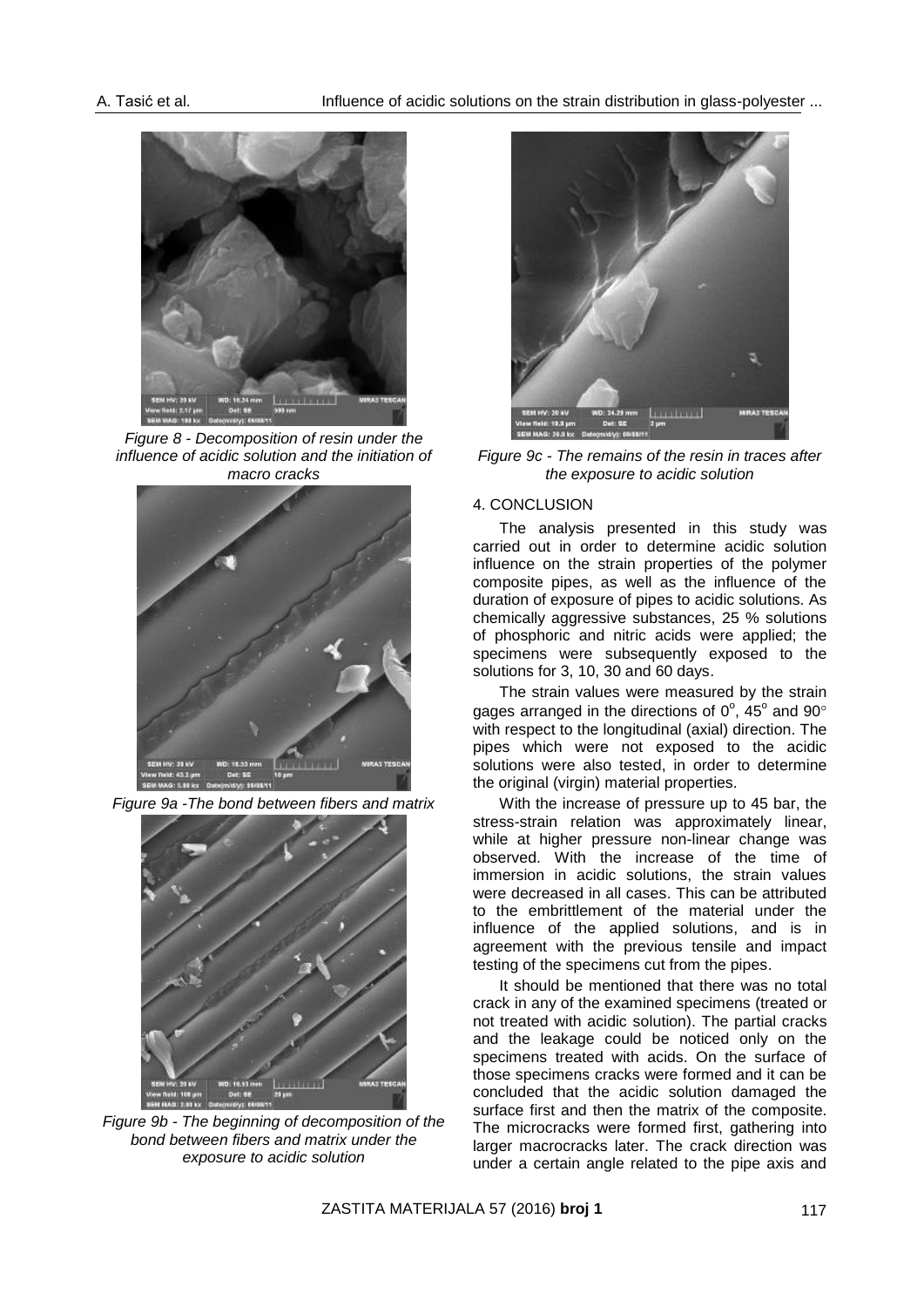*Figure 8 - Decomposition of resin under the influence of acidic solution and the initiation of macro cracks*

*Figure 9a -The bond between fibers and matrix*

*Figure 9b - The beginning of decomposition of the bond between fibers and matrix under the exposure to acidic solution*

*Figure 9c - The remains of the resin in traces after the exposure to acidic solution*

## 4. CONCLUSION

The analysis presented in this study was carried out in order to determine acidic solution influence on the strain properties of the polymer composite pipes, as well as the influence of the duration of exposure of pipes to acidic solutions. As chemically aggressive substances, 25 % solutions of phosphoric and nitric acids were applied; the specimens were subsequently exposed to the solutions for 3, 10, 30 and 60 days.

The strain values were measured by the strain gages arranged in the directions of $0^{o}$, $45^{o}$ and $90^{\circ}$ with respect to the longitudinal (axial) direction. The pipes which were not exposed to the acidic solutions were also tested, in order to determine the original (virgin) material properties.

With the increase of pressure up to 45 bar, the stress-strain relation was approximately linear, while at higher pressure non-linear change was observed. With the increase of the time of immersion in acidic solutions, the strain values were decreased in all cases. This can be attributed to the embrittlement of the material under the influence of the applied solutions, and is in agreement with the previous tensile and impact testing of the specimens cut from the pipes.

It should be mentioned that there was no total crack in any of the examined specimens (treated or not treated with acidic solution). The partial cracks and the leakage could be noticed only on the specimens treated with acids. On the surface of those specimens cracks were formed and it can be concluded that the acidic solution damaged the surface first and then the matrix of the composite. The microcracks were formed first, gathering into larger macrocracks later. The crack direction was under a certain angle related to the pipe axis and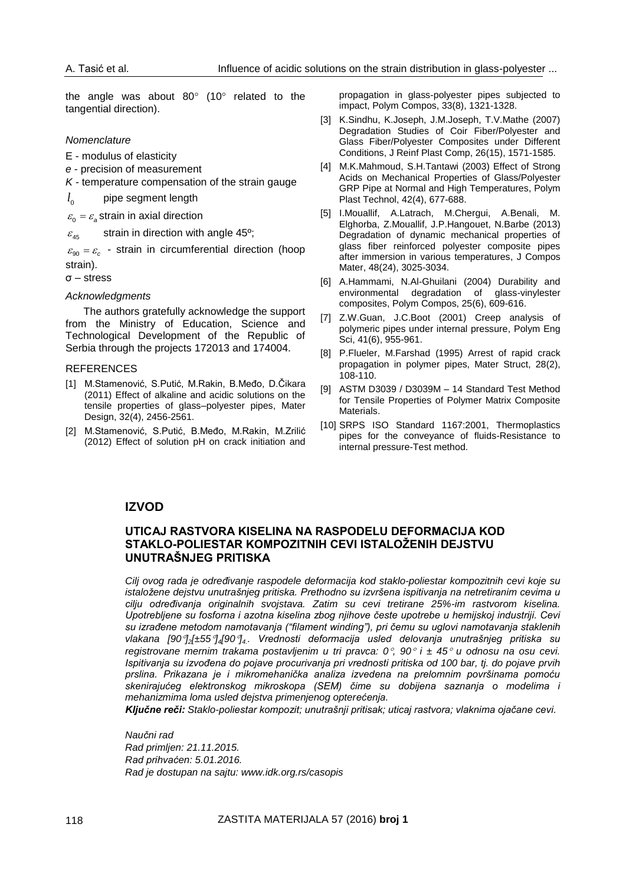the angle was about 80° (10° related to the tangential direction).

*Nomenclature*

E - modulus of elasticity

*e* - precision of measurement

*K* - temperature compensation of the strain gauge

$l_0$ pipe segment length

$\varepsilon_0 = \varepsilon_a$ strain in axial direction

$\varepsilon_{45}$ strain in direction with angle 45º;

$\varepsilon_{90} = \varepsilon_c$ - strain in circumferential direction (hoop strain).

σ – stress

*Acknowledgments*

The authors gratefully acknowledge the support from the Ministry of Education, Science and Technological Development of the Republic of Serbia through the projects 172013 and 174004.

## REFERENCES

[1] M.Stamenović, S.Putić, M.Rakin, B.Međo, D.Čikara (2011) Effect of alkaline and acidic solutions on the tensile properties of glass–polyester pipes, Mater Design, 32(4), 2456-2561.

[2] M.Stamenović, S.Putić, B.Međo, M.Rakin, M.Zrilić (2012) Effect of solution pH on crack initiation and propagation in glass-polyester pipes subjected to impact, Polym Compos, 33(8), 1321-1328.

[3] K.Sindhu, K.Joseph, J.M.Joseph, T.V.Mathe (2007) Degradation Studies of Coir Fiber/Polyester and Glass Fiber/Polyester Composites under Different Conditions, J Reinf Plast Comp, 26(15), 1571-1585.

[4] M.K.Mahmoud, S.H.Tantawi (2003) Effect of Strong Acids on Mechanical Properties of Glass/Polyester GRP Pipe at Normal and High Temperatures, Polym Plast Technol, 42(4), 677-688.

[5] I.Mouallif, A.Latrach, M.Chergui, A.Benali, M. Elghorba, Z.Mouallif, J.P.Hangouet, N.Barbe (2013) Degradation of dynamic mechanical properties of glass fiber reinforced polyester composite pipes after immersion in various temperatures, J Compos Mater, 48(24), 3025-3034.

[6] A.Hammami, N.Al-Ghuilani (2004) Durability and environmental degradation of glass-vinylester composites, Polym Compos, 25(6), 609-616.

[7] Z.W.Guan, J.C.Boot (2001) Creep analysis of polymeric pipes under internal pressure, Polym Eng Sci, 41(6), 955-961.

[8] P.Flueler, M.Farshad (1995) Arrest of rapid crack propagation in polymer pipes, Mater Struct, 28(2), 108-110.

[9] ASTM D3039 / D3039M – 14 Standard Test Method for Tensile Properties of Polymer Matrix Composite Materials.

[10] SRPS ISO Standard 1167:2001, Thermoplastics pipes for the conveyance of fluids-Resistance to internal pressure-Test method.

## IZVOD

### UTICAJ RASTVORA KISELINA NA RASPODELU DEFORMACIJA KOD STAKLO-POLIESTAR KOMPOZITNIH CEVI ISTALOŽENIH DEJSTVU UNUTRAŠNJEG PRITISKA

*Cilj ovog rada je određivanje raspodele deformacija kod staklo-poliestar kompozitnih cevi koje su istaložene dejstvu unutrašnjeg pritiska. Prethodno su izvršena ispitivanja na netretiranim cevima u cilju određivanja originalnih svojstava. Zatim su cevi tretirane 25%-im rastvorom kiselina. Upotrebljene su fosforna i azotna kiselina zbog njihove česte upotrebe u hemijskoj industriji. Cevi su izrađene metodom namotavanja ("filament winding"), pri čemu su uglovi namotavanja staklenih vlakana [90°]$_2$[±55°]$_4$[90°]$_4$. Vrednosti deformacija usled delovanja unutrašnjeg pritiska su registrovane mernim trakama postavljenim u tri pravca: 0°, 90° i ± 45° u odnosu na osu cevi. Ispitivanja su izvođena do pojave procurivanja pri vrednosti pritiska od 100 bar, tj. do pojave prvih prslina. Prikazana je i mikromehanička analiza izvedena na prelomnim površinama pomoću skenirajućeg elektronskog mikroskopa (SEM) čime su dobijena saznanja o modelima i mehanizmima loma usled dejstva primenjenog opterećenja.*

***Ključne reči:*** *Staklo-poliestar kompozit; unutrašnji pritisak; uticaj rastvora; vlaknima ojačane cevi.*

*Naučni rad*
*Rad primljen: 21.11.2015.*
*Rad prihvaćen: 5.01.2016.*
*Rad je dostupan na sajtu: www.idk.org.rs/casopis*